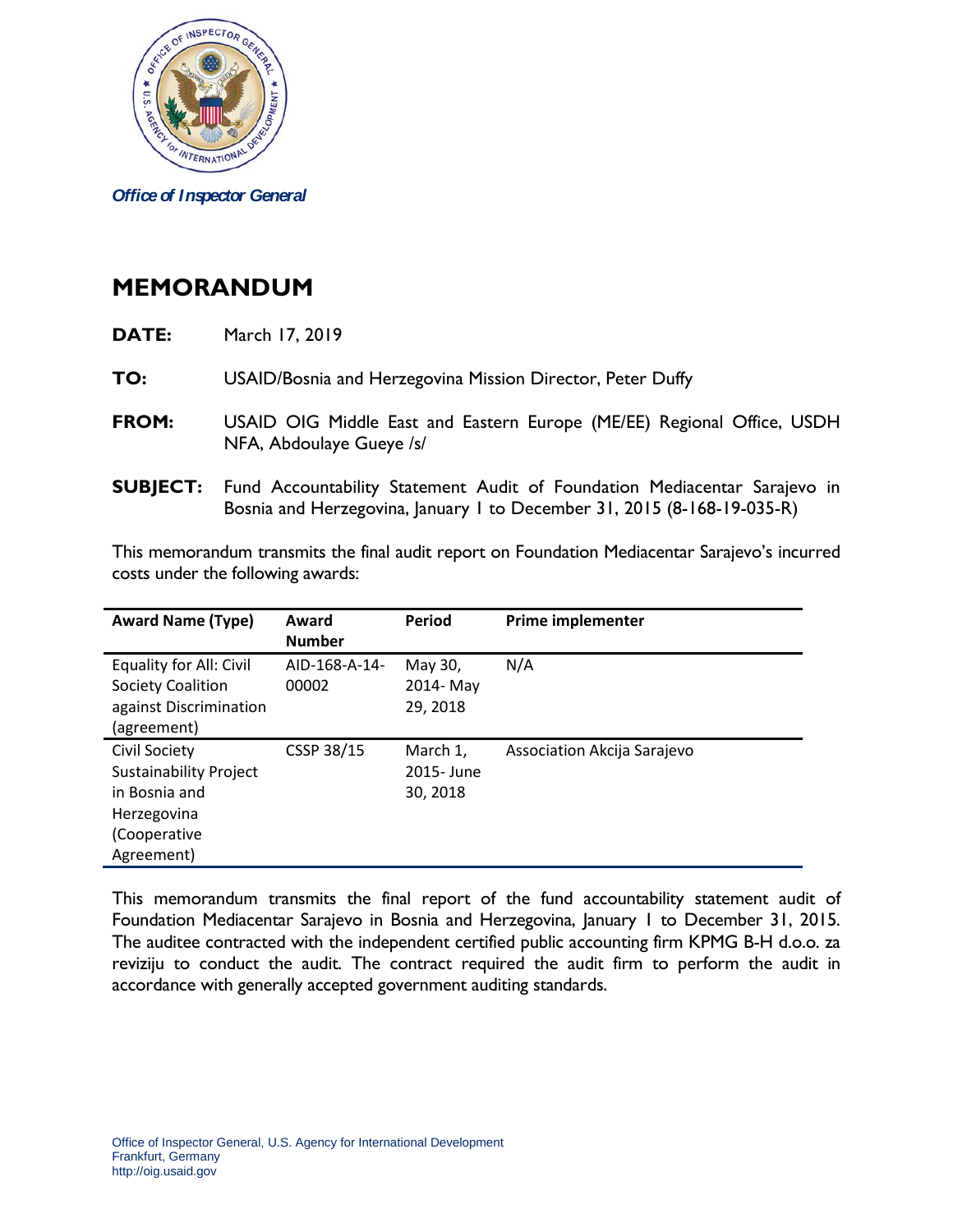Office of Inspector General

# MEMORANDUM

**DATE:** March 17, 2019

**TO:** USAID/Bosnia and Herzegovina Mission Director, Peter Duffy

**FROM:** USAID OIG Middle East and Eastern Europe (ME/EE) Regional Office, USDH NFA, Abdoulaye Gueye /s/

**SUBJECT:** Fund Accountability Statement Audit of Foundation Mediacentar Sarajevo in Bosnia and Herzegovina, January 1 to December 31, 2015 (8-168-19-035-R)

This memorandum transmits the final audit report on Foundation Mediacentar Sarajevo's incurred costs under the following awards:

| Award Name (Type) | Award Number | Period | Prime implementer |
|---|---|---|---|
| Equality for All: Civil Society Coalition against Discrimination (agreement) | AID-168-A-14-00002 | May 30, 2014- May 29, 2018 | N/A |
| Civil Society Sustainability Project in Bosnia and Herzegovina (Cooperative Agreement) | CSSP 38/15 | March 1, 2015- June 30, 2018 | Association Akcija Sarajevo |

This memorandum transmits the final report of the fund accountability statement audit of Foundation Mediacentar Sarajevo in Bosnia and Herzegovina, January 1 to December 31, 2015. The auditee contracted with the independent certified public accounting firm KPMG B-H d.o.o. za reviziju to conduct the audit. The contract required the audit firm to perform the audit in accordance with generally accepted government auditing standards.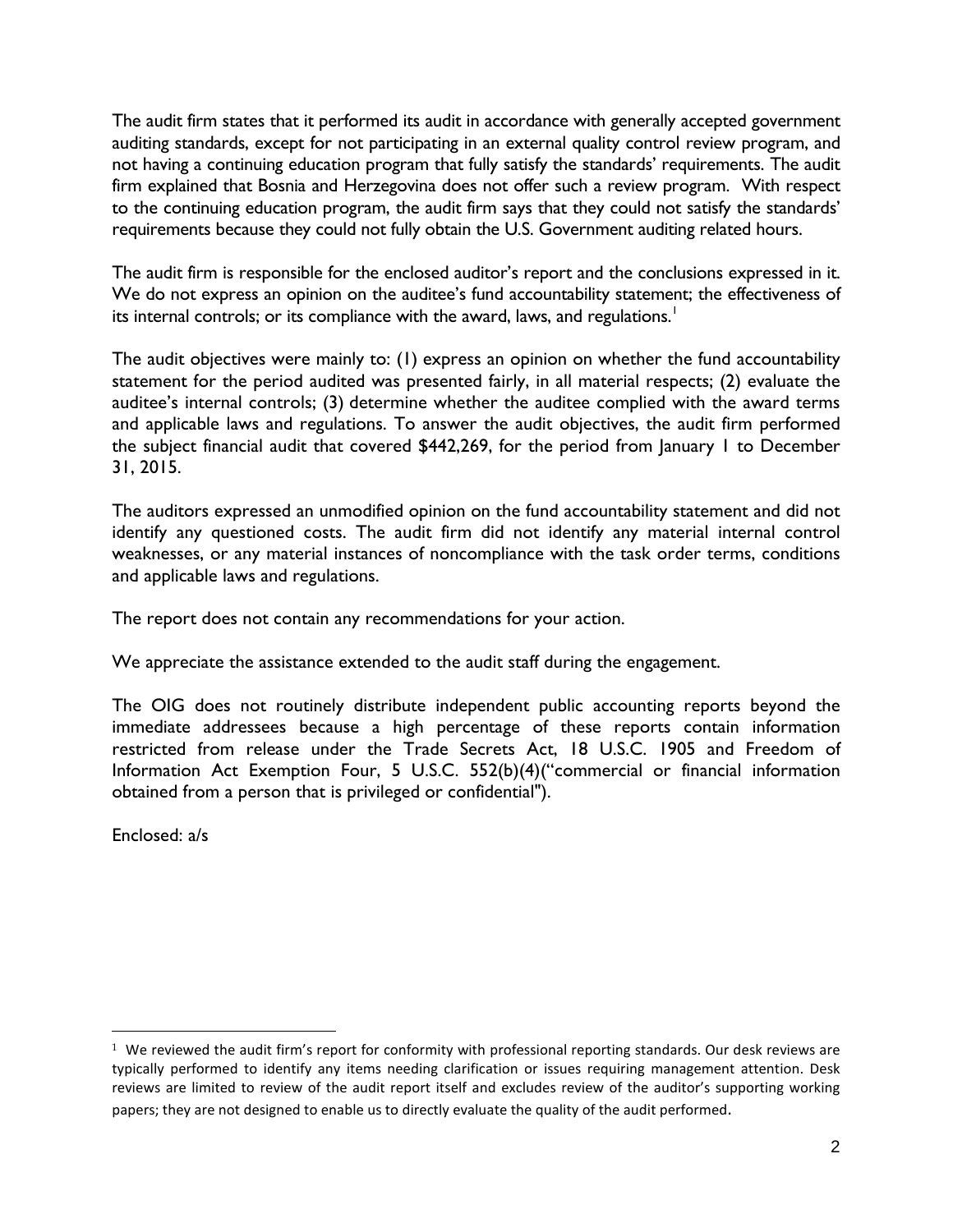The audit firm states that it performed its audit in accordance with generally accepted government auditing standards, except for not participating in an external quality control review program, and not having a continuing education program that fully satisfy the standards' requirements. The audit firm explained that Bosnia and Herzegovina does not offer such a review program. With respect to the continuing education program, the audit firm says that they could not satisfy the standards' requirements because they could not fully obtain the U.S. Government auditing related hours.

The audit firm is responsible for the enclosed auditor's report and the conclusions expressed in it. We do not express an opinion on the auditee's fund accountability statement; the effectiveness of its internal controls; or its compliance with the award, laws, and regulations.[1]

The audit objectives were mainly to: (1) express an opinion on whether the fund accountability statement for the period audited was presented fairly, in all material respects; (2) evaluate the auditee's internal controls; (3) determine whether the auditee complied with the award terms and applicable laws and regulations. To answer the audit objectives, the audit firm performed the subject financial audit that covered $442,269, for the period from January 1 to December 31, 2015.

The auditors expressed an unmodified opinion on the fund accountability statement and did not identify any questioned costs. The audit firm did not identify any material internal control weaknesses, or any material instances of noncompliance with the task order terms, conditions and applicable laws and regulations.

The report does not contain any recommendations for your action.

We appreciate the assistance extended to the audit staff during the engagement.

The OIG does not routinely distribute independent public accounting reports beyond the immediate addressees because a high percentage of these reports contain information restricted from release under the Trade Secrets Act, 18 U.S.C. 1905 and Freedom of Information Act Exemption Four, 5 U.S.C. 552(b)(4)("commercial or financial information obtained from a person that is privileged or confidential").

Enclosed: a/s

---

[1] We reviewed the audit firm's report for conformity with professional reporting standards. Our desk reviews are typically performed to identify any items needing clarification or issues requiring management attention. Desk reviews are limited to review of the audit report itself and excludes review of the auditor's supporting working papers; they are not designed to enable us to directly evaluate the quality of the audit performed.